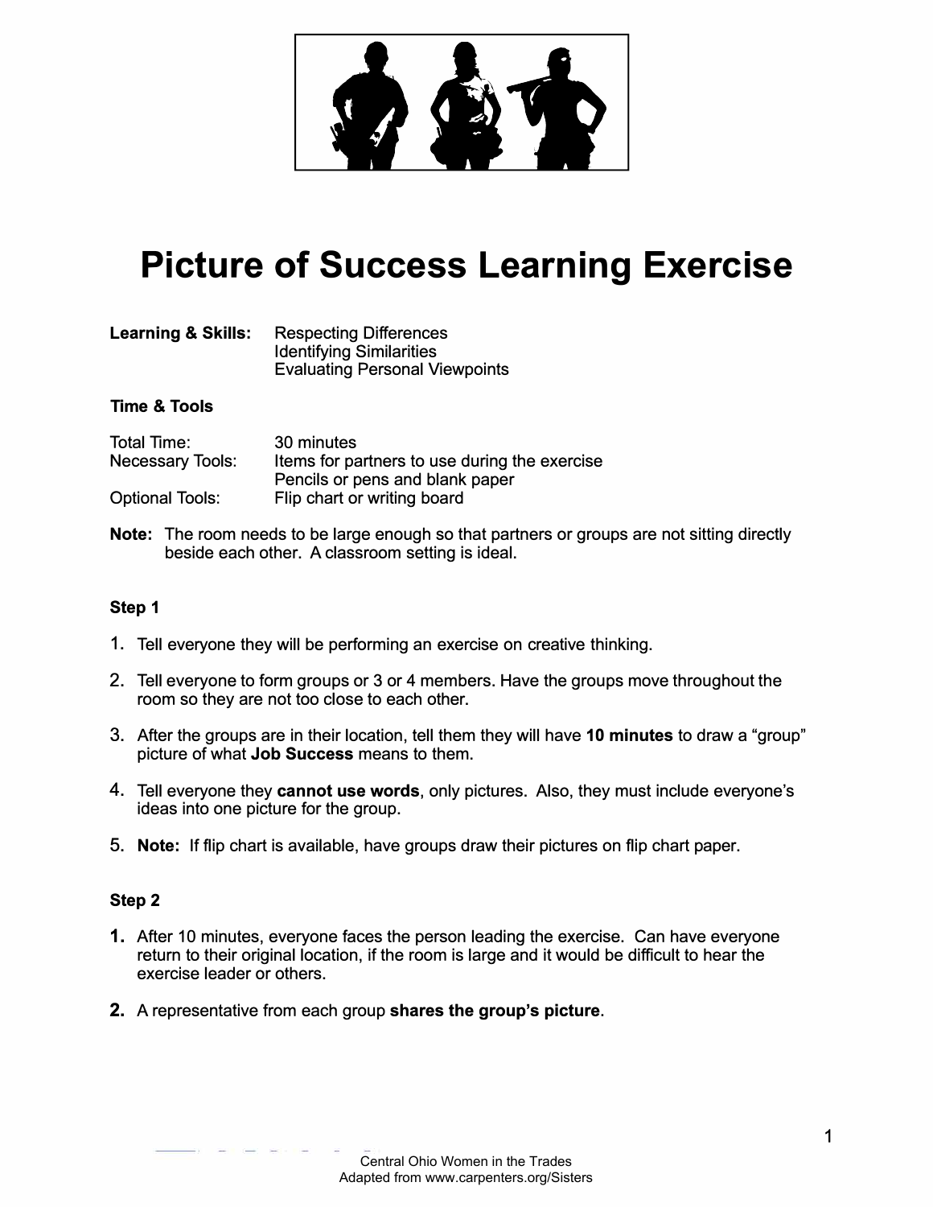# Picture of Success Learning Exercise

| | |
|---|---|
| **Learning & Skills:** | Respecting Differences<br>Identifying Similarities<br>Evaluating Personal Viewpoints |

**Time & Tools**

| | |
|---|---|
| Total Time: | 30 minutes |
| Necessary Tools: | Items for partners to use during the exercise<br>Pencils or pens and blank paper |
| Optional Tools: | Flip chart or writing board |

**Note:** The room needs to be large enough so that partners or groups are not sitting directly beside each other. A classroom setting is ideal.

**Step 1**

1. Tell everyone they will be performing an exercise on creative thinking.
2. Tell everyone to form groups or 3 or 4 members. Have the groups move throughout the room so they are not too close to each other.
3. After the groups are in their location, tell them they will have **10 minutes** to draw a "group" picture of what **Job Success** means to them.
4. Tell everyone they **cannot use words**, only pictures. Also, they must include everyone's ideas into one picture for the group.
5. **Note:** If flip chart is available, have groups draw their pictures on flip chart paper.

**Step 2**

1. After 10 minutes, everyone faces the person leading the exercise. Can have everyone return to their original location, if the room is large and it would be difficult to hear the exercise leader or others.
2. A representative from each group **shares the group's picture**.

Central Ohio Women in the Trades
Adapted from www.carpenters.org/Sisters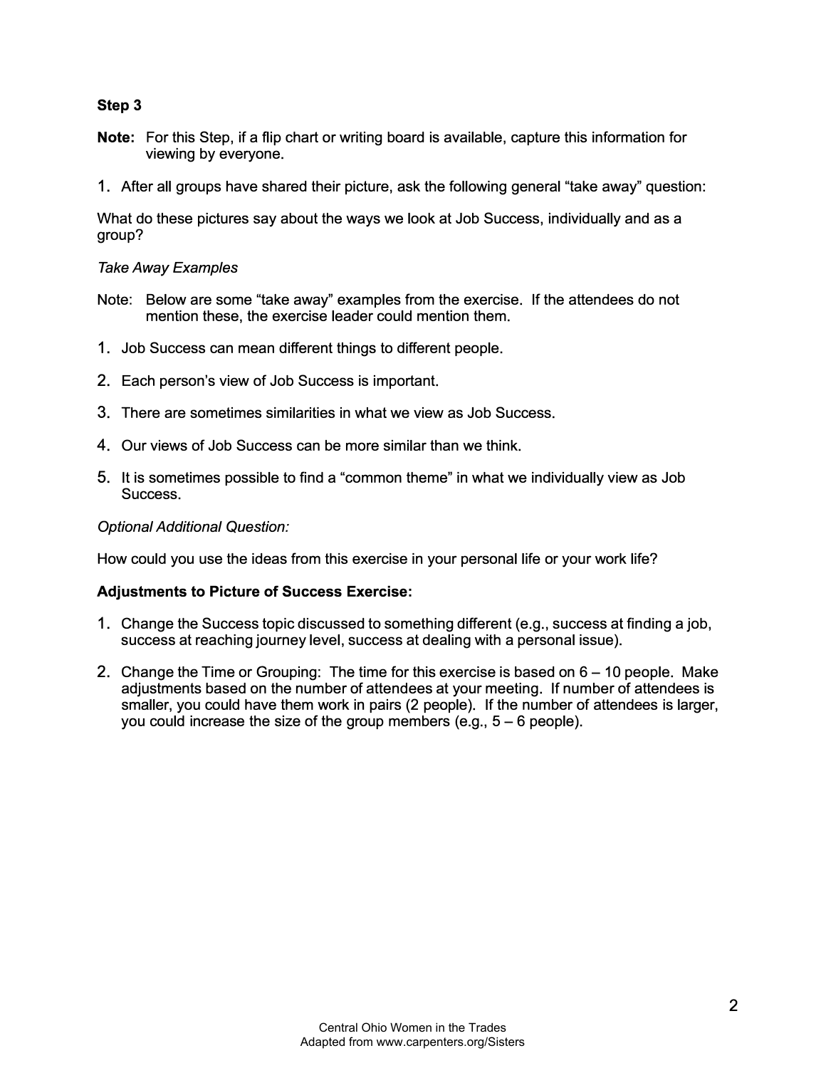**Step 3**

**Note:** For this Step, if a flip chart or writing board is available, capture this information for viewing by everyone.

1. After all groups have shared their picture, ask the following general "take away" question:

What do these pictures say about the ways we look at Job Success, individually and as a group?

*Take Away Examples*

Note: Below are some "take away" examples from the exercise. If the attendees do not mention these, the exercise leader could mention them.

1. Job Success can mean different things to different people.
2. Each person's view of Job Success is important.
3. There are sometimes similarities in what we view as Job Success.
4. Our views of Job Success can be more similar than we think.
5. It is sometimes possible to find a "common theme" in what we individually view as Job Success.

*Optional Additional Question:*

How could you use the ideas from this exercise in your personal life or your work life?

**Adjustments to Picture of Success Exercise:**

1. Change the Success topic discussed to something different (e.g., success at finding a job, success at reaching journey level, success at dealing with a personal issue).
2. Change the Time or Grouping: The time for this exercise is based on 6 – 10 people. Make adjustments based on the number of attendees at your meeting. If number of attendees is smaller, you could have them work in pairs (2 people). If the number of attendees is larger, you could increase the size of the group members (e.g., 5 – 6 people).